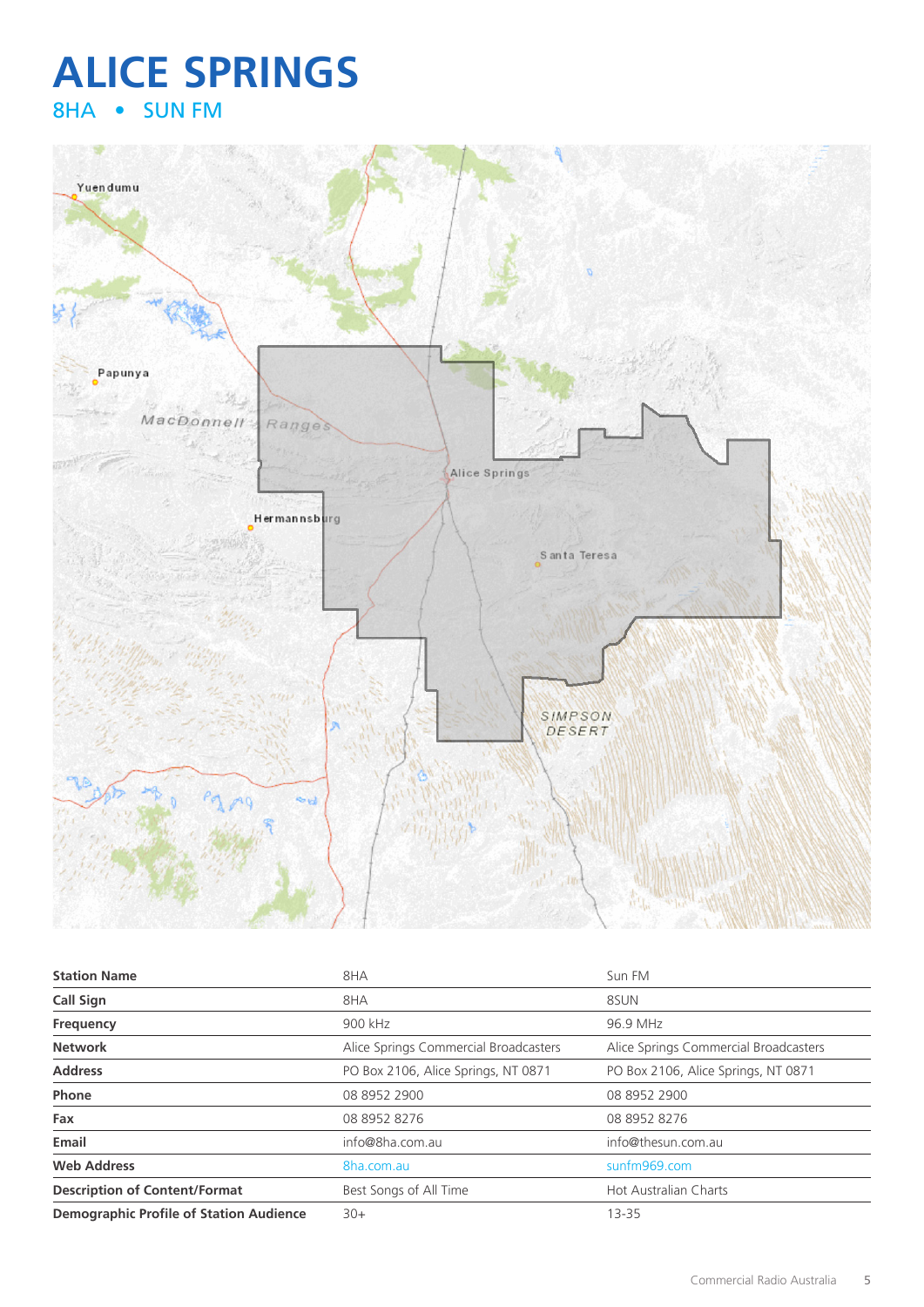# ALICE SPRINGS

## 8HA • SUN FM

| Station Name | 8HA | Sun FM |
|---|---|---|
| Call Sign | 8HA | 8SUN |
| Frequency | 900 kHz | 96.9 MHz |
| Network | Alice Springs Commercial Broadcasters | Alice Springs Commercial Broadcasters |
| Address | PO Box 2106, Alice Springs, NT 0871 | PO Box 2106, Alice Springs, NT 0871 |
| Phone | 08 8952 2900 | 08 8952 2900 |
| Fax | 08 8952 8276 | 08 8952 8276 |
| Email | info@8ha.com.au | info@thesun.com.au |
| Web Address | 8ha.com.au | sunfm969.com |
| Description of Content/Format | Best Songs of All Time | Hot Australian Charts |
| Demographic Profile of Station Audience | 30+ | 13-35 |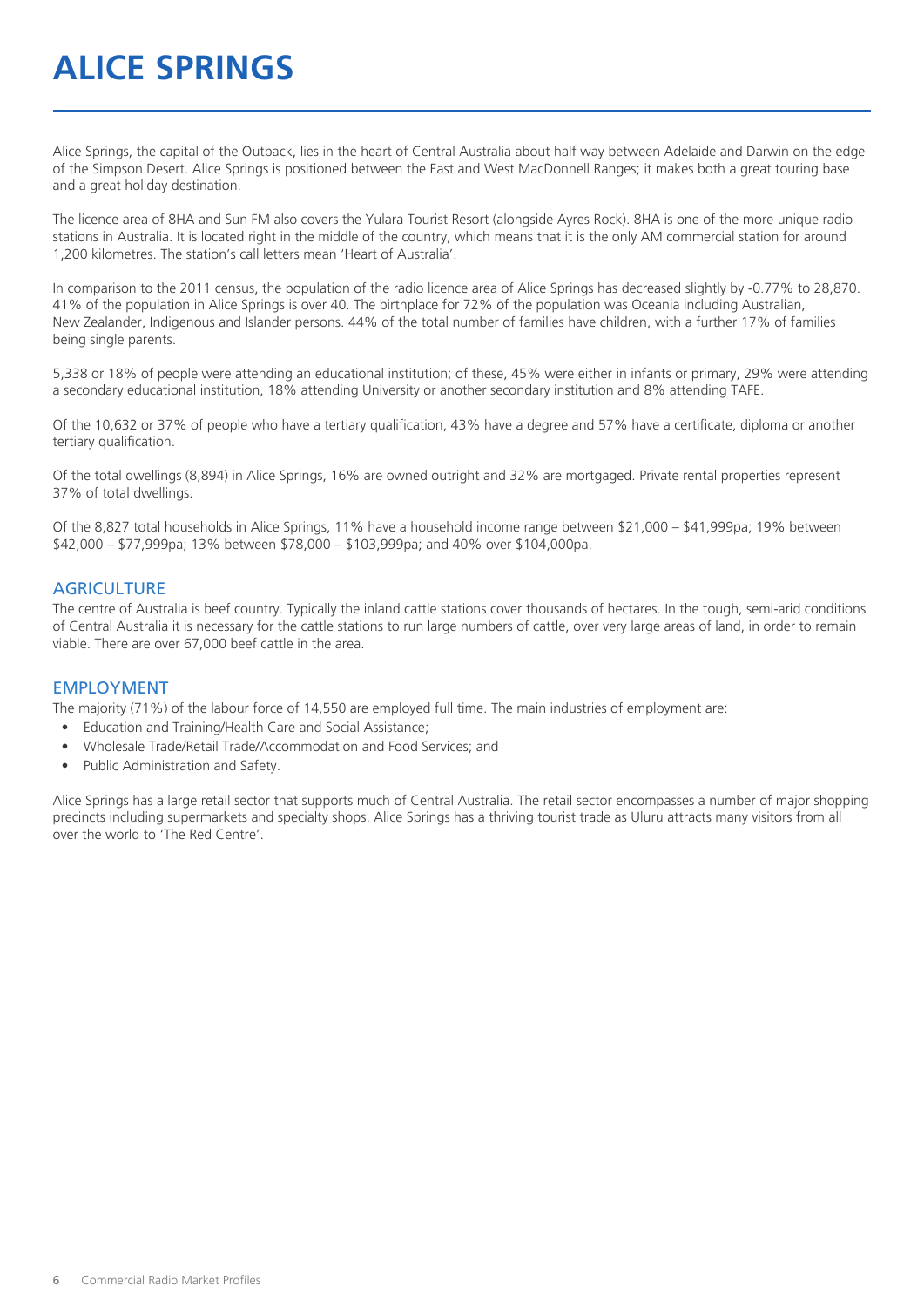# ALICE SPRINGS

Alice Springs, the capital of the Outback, lies in the heart of Central Australia about half way between Adelaide and Darwin on the edge of the Simpson Desert. Alice Springs is positioned between the East and West MacDonnell Ranges; it makes both a great touring base and a great holiday destination.

The licence area of 8HA and Sun FM also covers the Yulara Tourist Resort (alongside Ayres Rock). 8HA is one of the more unique radio stations in Australia. It is located right in the middle of the country, which means that it is the only AM commercial station for around 1,200 kilometres. The station's call letters mean 'Heart of Australia'.

In comparison to the 2011 census, the population of the radio licence area of Alice Springs has decreased slightly by -0.77% to 28,870. 41% of the population in Alice Springs is over 40. The birthplace for 72% of the population was Oceania including Australian, New Zealander, Indigenous and Islander persons. 44% of the total number of families have children, with a further 17% of families being single parents.

5,338 or 18% of people were attending an educational institution; of these, 45% were either in infants or primary, 29% were attending a secondary educational institution, 18% attending University or another secondary institution and 8% attending TAFE.

Of the 10,632 or 37% of people who have a tertiary qualification, 43% have a degree and 57% have a certificate, diploma or another tertiary qualification.

Of the total dwellings (8,894) in Alice Springs, 16% are owned outright and 32% are mortgaged. Private rental properties represent 37% of total dwellings.

Of the 8,827 total households in Alice Springs, 11% have a household income range between $21,000 – $41,999pa; 19% between $42,000 – $77,999pa; 13% between $78,000 – $103,999pa; and 40% over $104,000pa.

## AGRICULTURE

The centre of Australia is beef country. Typically the inland cattle stations cover thousands of hectares. In the tough, semi-arid conditions of Central Australia it is necessary for the cattle stations to run large numbers of cattle, over very large areas of land, in order to remain viable. There are over 67,000 beef cattle in the area.

## EMPLOYMENT

The majority (71%) of the labour force of 14,550 are employed full time. The main industries of employment are:

- Education and Training/Health Care and Social Assistance;
- Wholesale Trade/Retail Trade/Accommodation and Food Services; and
- Public Administration and Safety.

Alice Springs has a large retail sector that supports much of Central Australia. The retail sector encompasses a number of major shopping precincts including supermarkets and specialty shops. Alice Springs has a thriving tourist trade as Uluru attracts many visitors from all over the world to 'The Red Centre'.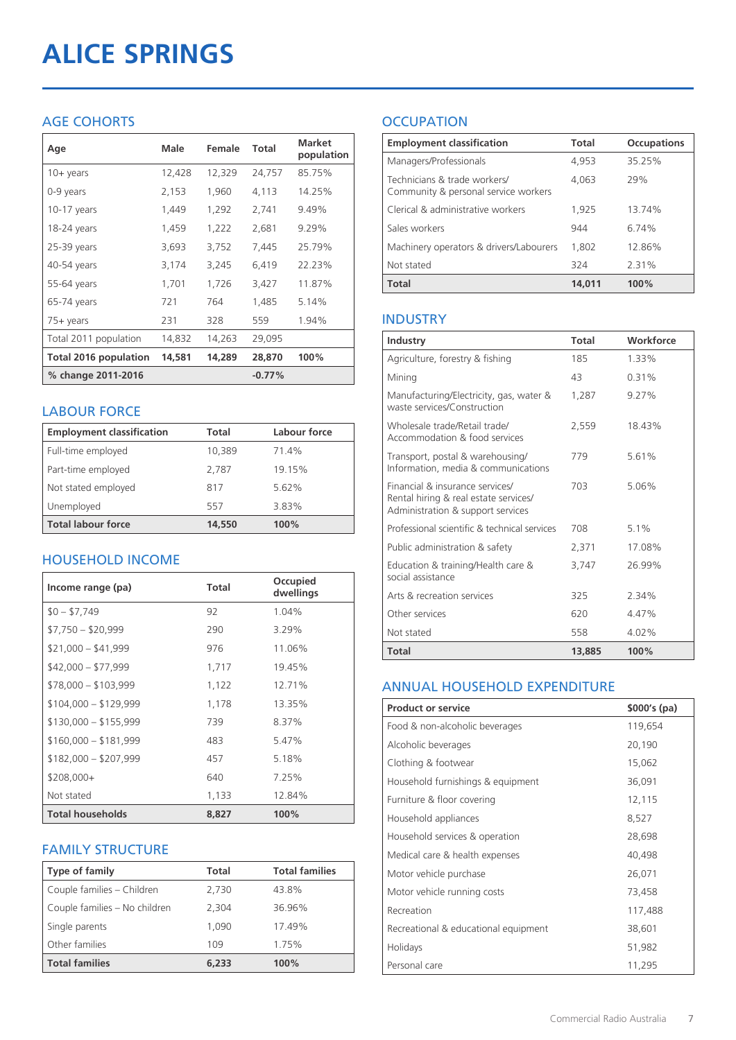# ALICE SPRINGS

## AGE COHORTS

| Age | Male | Female | Total | Market population |
|---|---|---|---|---|
| 10+ years | 12,428 | 12,329 | 24,757 | 85.75% |
| 0-9 years | 2,153 | 1,960 | 4,113 | 14.25% |
| 10-17 years | 1,449 | 1,292 | 2,741 | 9.49% |
| 18-24 years | 1,459 | 1,222 | 2,681 | 9.29% |
| 25-39 years | 3,693 | 3,752 | 7,445 | 25.79% |
| 40-54 years | 3,174 | 3,245 | 6,419 | 22.23% |
| 55-64 years | 1,701 | 1,726 | 3,427 | 11.87% |
| 65-74 years | 721 | 764 | 1,485 | 5.14% |
| 75+ years | 231 | 328 | 559 | 1.94% |
| Total 2011 population | 14,832 | 14,263 | 29,095 | |
| **Total 2016 population** | **14,581** | **14,289** | **28,870** | **100%** |
| **% change 2011-2016** | | | **-0.77%** | |

## LABOUR FORCE

| Employment classification | Total | Labour force |
|---|---|---|
| Full-time employed | 10,389 | 71.4% |
| Part-time employed | 2,787 | 19.15% |
| Not stated employed | 817 | 5.62% |
| Unemployed | 557 | 3.83% |
| **Total labour force** | **14,550** | **100%** |

## HOUSEHOLD INCOME

| Income range (pa) | Total | Occupied dwellings |
|---|---|---|
| $0 – $7,749 | 92 | 1.04% |
| $7,750 – $20,999 | 290 | 3.29% |
| $21,000 – $41,999 | 976 | 11.06% |
| $42,000 – $77,999 | 1,717 | 19.45% |
| $78,000 – $103,999 | 1,122 | 12.71% |
| $104,000 – $129,999 | 1,178 | 13.35% |
| $130,000 – $155,999 | 739 | 8.37% |
| $160,000 – $181,999 | 483 | 5.47% |
| $182,000 – $207,999 | 457 | 5.18% |
| $208,000+ | 640 | 7.25% |
| Not stated | 1,133 | 12.84% |
| **Total households** | **8,827** | **100%** |

## FAMILY STRUCTURE

| Type of family | Total | Total families |
|---|---|---|
| Couple families – Children | 2,730 | 43.8% |
| Couple families – No children | 2,304 | 36.96% |
| Single parents | 1,090 | 17.49% |
| Other families | 109 | 1.75% |
| **Total families** | **6,233** | **100%** |

## OCCUPATION

| Employment classification | Total | Occupations |
|---|---|---|
| Managers/Professionals | 4,953 | 35.25% |
| Technicians & trade workers/ Community & personal service workers | 4,063 | 29% |
| Clerical & administrative workers | 1,925 | 13.74% |
| Sales workers | 944 | 6.74% |
| Machinery operators & drivers/Labourers | 1,802 | 12.86% |
| Not stated | 324 | 2.31% |
| **Total** | **14,011** | **100%** |

## INDUSTRY

| Industry | Total | Workforce |
|---|---|---|
| Agriculture, forestry & fishing | 185 | 1.33% |
| Mining | 43 | 0.31% |
| Manufacturing/Electricity, gas, water & waste services/Construction | 1,287 | 9.27% |
| Wholesale trade/Retail trade/ Accommodation & food services | 2,559 | 18.43% |
| Transport, postal & warehousing/ Information, media & communications | 779 | 5.61% |
| Financial & insurance services/ Rental hiring & real estate services/ Administration & support services | 703 | 5.06% |
| Professional scientific & technical services | 708 | 5.1% |
| Public administration & safety | 2,371 | 17.08% |
| Education & training/Health care & social assistance | 3,747 | 26.99% |
| Arts & recreation services | 325 | 2.34% |
| Other services | 620 | 4.47% |
| Not stated | 558 | 4.02% |
| **Total** | **13,885** | **100%** |

## ANNUAL HOUSEHOLD EXPENDITURE

| Product or service | $000's (pa) |
|---|---|
| Food & non-alcoholic beverages | 119,654 |
| Alcoholic beverages | 20,190 |
| Clothing & footwear | 15,062 |
| Household furnishings & equipment | 36,091 |
| Furniture & floor covering | 12,115 |
| Household appliances | 8,527 |
| Household services & operation | 28,698 |
| Medical care & health expenses | 40,498 |
| Motor vehicle purchase | 26,071 |
| Motor vehicle running costs | 73,458 |
| Recreation | 117,488 |
| Recreational & educational equipment | 38,601 |
| Holidays | 51,982 |
| Personal care | 11,295 |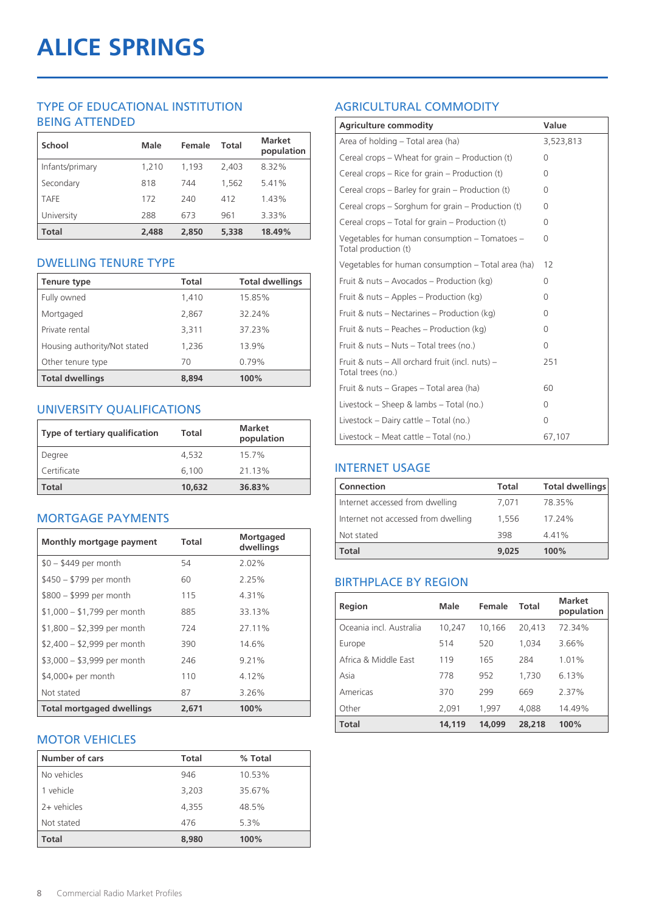# ALICE SPRINGS

## TYPE OF EDUCATIONAL INSTITUTION BEING ATTENDED

| School | Male | Female | Total | Market population |
|---|---|---|---|---|
| Infants/primary | 1,210 | 1,193 | 2,403 | 8.32% |
| Secondary | 818 | 744 | 1,562 | 5.41% |
| TAFE | 172 | 240 | 412 | 1.43% |
| University | 288 | 673 | 961 | 3.33% |
| **Total** | **2,488** | **2,850** | **5,338** | **18.49%** |

## DWELLING TENURE TYPE

| Tenure type | Total | Total dwellings |
|---|---|---|
| Fully owned | 1,410 | 15.85% |
| Mortgaged | 2,867 | 32.24% |
| Private rental | 3,311 | 37.23% |
| Housing authority/Not stated | 1,236 | 13.9% |
| Other tenure type | 70 | 0.79% |
| **Total dwellings** | **8,894** | **100%** |

## UNIVERSITY QUALIFICATIONS

| Type of tertiary qualification | Total | Market population |
|---|---|---|
| Degree | 4,532 | 15.7% |
| Certificate | 6,100 | 21.13% |
| **Total** | **10,632** | **36.83%** |

## MORTGAGE PAYMENTS

| Monthly mortgage payment | Total | Mortgaged dwellings |
|---|---|---|
| $0 – $449 per month | 54 | 2.02% |
| $450 – $799 per month | 60 | 2.25% |
| $800 – $999 per month | 115 | 4.31% |
| $1,000 – $1,799 per month | 885 | 33.13% |
| $1,800 – $2,399 per month | 724 | 27.11% |
| $2,400 – $2,999 per month | 390 | 14.6% |
| $3,000 – $3,999 per month | 246 | 9.21% |
| $4,000+ per month | 110 | 4.12% |
| Not stated | 87 | 3.26% |
| **Total mortgaged dwellings** | **2,671** | **100%** |

## MOTOR VEHICLES

| Number of cars | Total | % Total |
|---|---|---|
| No vehicles | 946 | 10.53% |
| 1 vehicle | 3,203 | 35.67% |
| 2+ vehicles | 4,355 | 48.5% |
| Not stated | 476 | 5.3% |
| **Total** | **8,980** | **100%** |

## AGRICULTURAL COMMODITY

| Agriculture commodity | Value |
|---|---|
| Area of holding – Total area (ha) | 3,523,813 |
| Cereal crops – Wheat for grain – Production (t) | 0 |
| Cereal crops – Rice for grain – Production (t) | 0 |
| Cereal crops – Barley for grain – Production (t) | 0 |
| Cereal crops – Sorghum for grain – Production (t) | 0 |
| Cereal crops – Total for grain – Production (t) | 0 |
| Vegetables for human consumption – Tomatoes – Total production (t) | 0 |
| Vegetables for human consumption – Total area (ha) | 12 |
| Fruit & nuts – Avocados – Production (kg) | 0 |
| Fruit & nuts – Apples – Production (kg) | 0 |
| Fruit & nuts – Nectarines – Production (kg) | 0 |
| Fruit & nuts – Peaches – Production (kg) | 0 |
| Fruit & nuts – Nuts – Total trees (no.) | 0 |
| Fruit & nuts – All orchard fruit (incl. nuts) – Total trees (no.) | 251 |
| Fruit & nuts – Grapes – Total area (ha) | 60 |
| Livestock – Sheep & lambs – Total (no.) | 0 |
| Livestock – Dairy cattle – Total (no.) | 0 |
| Livestock – Meat cattle – Total (no.) | 67,107 |

## INTERNET USAGE

| Connection | Total | Total dwellings |
|---|---|---|
| Internet accessed from dwelling | 7,071 | 78.35% |
| Internet not accessed from dwelling | 1,556 | 17.24% |
| Not stated | 398 | 4.41% |
| **Total** | **9,025** | **100%** |

## BIRTHPLACE BY REGION

| Region | Male | Female | Total | Market population |
|---|---|---|---|---|
| Oceania incl. Australia | 10,247 | 10,166 | 20,413 | 72.34% |
| Europe | 514 | 520 | 1,034 | 3.66% |
| Africa & Middle East | 119 | 165 | 284 | 1.01% |
| Asia | 778 | 952 | 1,730 | 6.13% |
| Americas | 370 | 299 | 669 | 2.37% |
| Other | 2,091 | 1,997 | 4,088 | 14.49% |
| **Total** | **14,119** | **14,099** | **28,218** | **100%** |